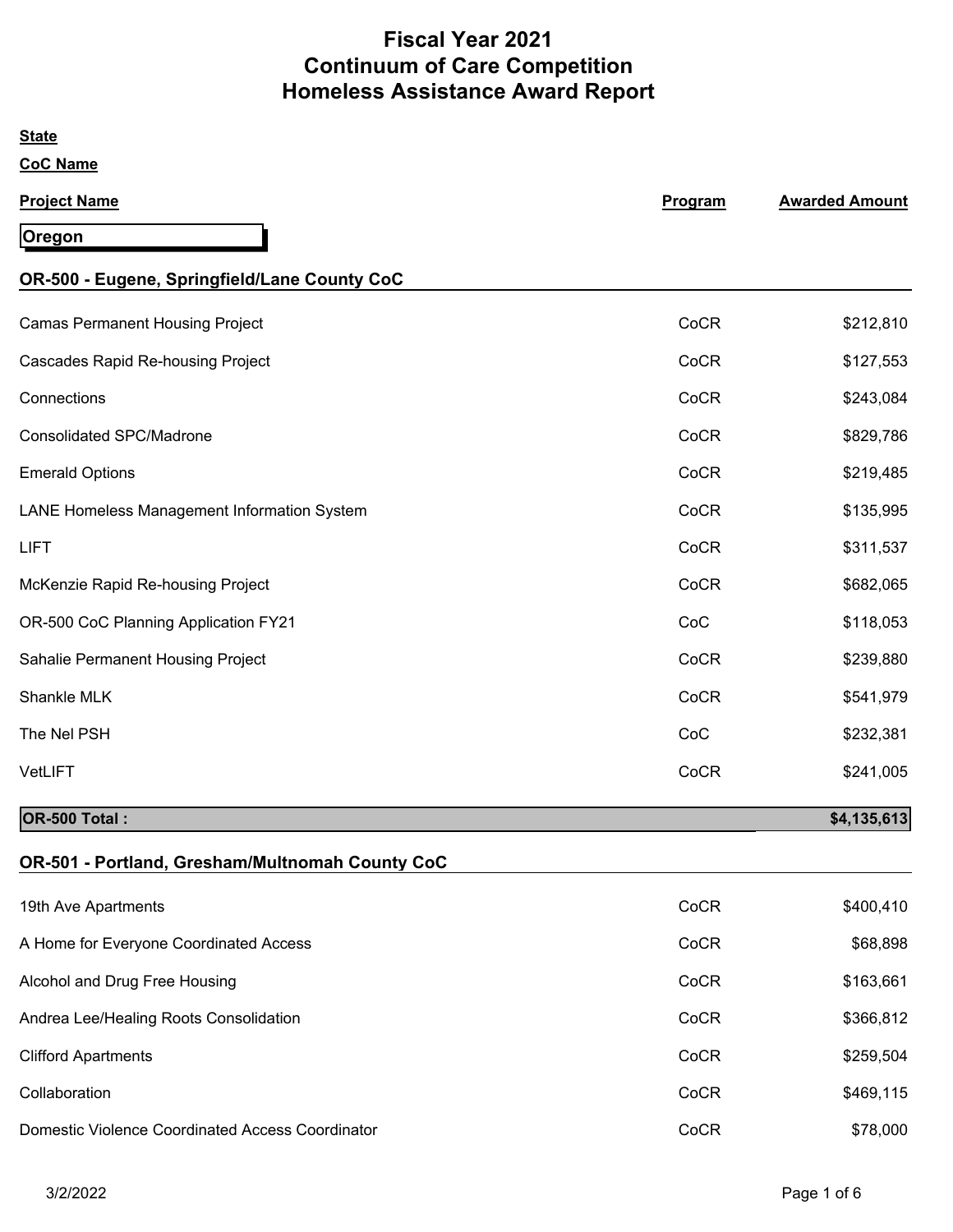# Fiscal Year 2021
# Continuum of Care Competition
# Homeless Assistance Award Report

**State**

**CoC Name**

| Project Name | Program | Awarded Amount |
|---|---|---|
| **Oregon** | | |
| **OR-500 - Eugene, Springfield/Lane County CoC** | | |
| Camas Permanent Housing Project | CoCR | $212,810 |
| Cascades Rapid Re-housing Project | CoCR | $127,553 |
| Connections | CoCR | $243,084 |
| Consolidated SPC/Madrone | CoCR | $829,786 |
| Emerald Options | CoCR | $219,485 |
| LANE Homeless Management Information System | CoCR | $135,995 |
| LIFT | CoCR | $311,537 |
| McKenzie Rapid Re-housing Project | CoCR | $682,065 |
| OR-500 CoC Planning Application FY21 | CoC | $118,053 |
| Sahalie Permanent Housing Project | CoCR | $239,880 |
| Shankle MLK | CoCR | $541,979 |
| The Nel PSH | CoC | $232,381 |
| VetLIFT | CoCR | $241,005 |
| **OR-500 Total :** | | **$4,135,613** |
| **OR-501 - Portland, Gresham/Multnomah County CoC** | | |
| 19th Ave Apartments | CoCR | $400,410 |
| A Home for Everyone Coordinated Access | CoCR | $68,898 |
| Alcohol and Drug Free Housing | CoCR | $163,661 |
| Andrea Lee/Healing Roots Consolidation | CoCR | $366,812 |
| Clifford Apartments | CoCR | $259,504 |
| Collaboration | CoCR | $469,115 |
| Domestic Violence Coordinated Access Coordinator | CoCR | $78,000 |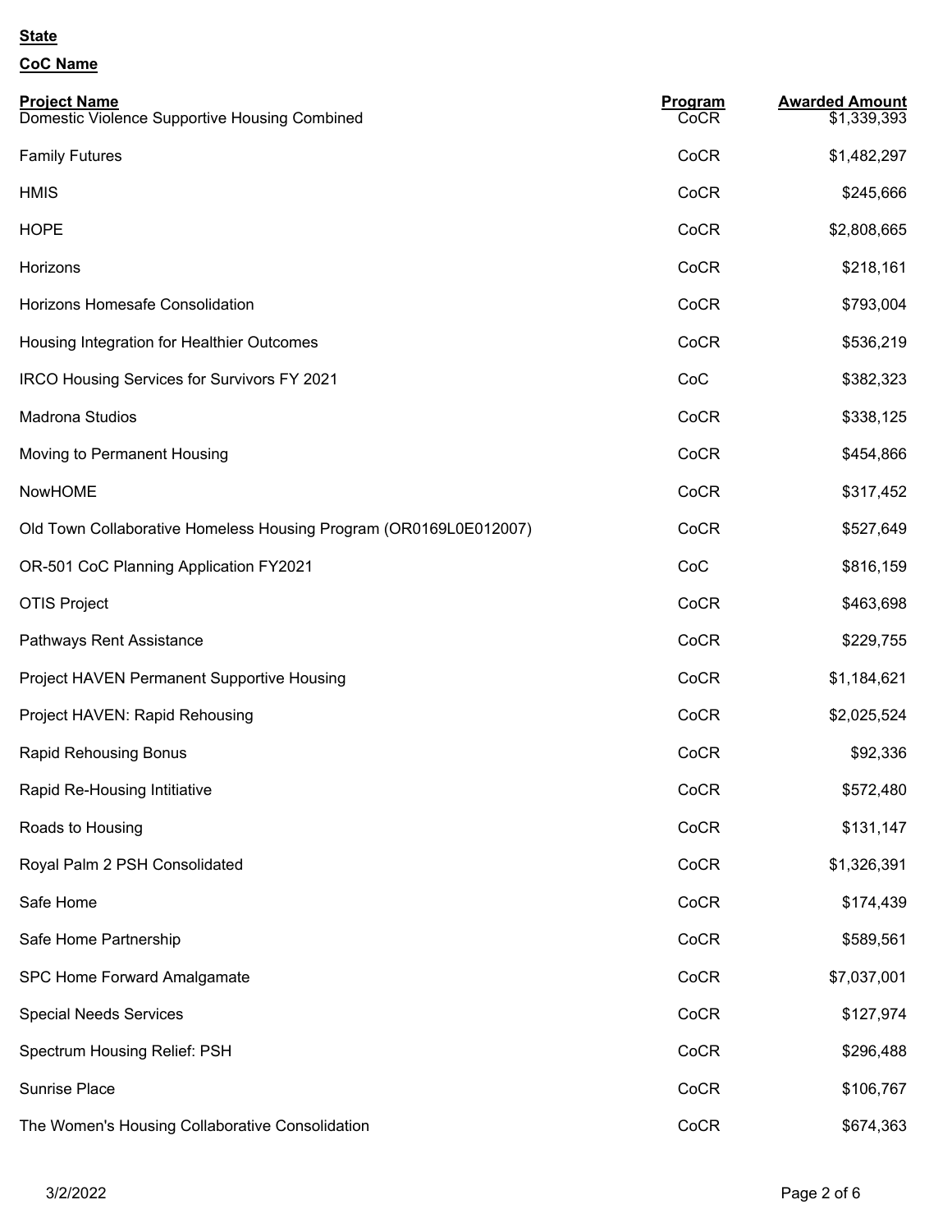**State**

**CoC Name**

| Project Name | Program | Awarded Amount |
|---|---|---|
| Domestic Violence Supportive Housing Combined | CoCR | $1,339,393 |
| Family Futures | CoCR | $1,482,297 |
| HMIS | CoCR | $245,666 |
| HOPE | CoCR | $2,808,665 |
| Horizons | CoCR | $218,161 |
| Horizons Homesafe Consolidation | CoCR | $793,004 |
| Housing Integration for Healthier Outcomes | CoCR | $536,219 |
| IRCO Housing Services for Survivors FY 2021 | CoC | $382,323 |
| Madrona Studios | CoCR | $338,125 |
| Moving to Permanent Housing | CoCR | $454,866 |
| NowHOME | CoCR | $317,452 |
| Old Town Collaborative Homeless Housing Program (OR0169L0E012007) | CoCR | $527,649 |
| OR-501 CoC Planning Application FY2021 | CoC | $816,159 |
| OTIS Project | CoCR | $463,698 |
| Pathways Rent Assistance | CoCR | $229,755 |
| Project HAVEN Permanent Supportive Housing | CoCR | $1,184,621 |
| Project HAVEN: Rapid Rehousing | CoCR | $2,025,524 |
| Rapid Rehousing Bonus | CoCR | $92,336 |
| Rapid Re-Housing Intitiative | CoCR | $572,480 |
| Roads to Housing | CoCR | $131,147 |
| Royal Palm 2 PSH Consolidated | CoCR | $1,326,391 |
| Safe Home | CoCR | $174,439 |
| Safe Home Partnership | CoCR | $589,561 |
| SPC Home Forward Amalgamate | CoCR | $7,037,001 |
| Special Needs Services | CoCR | $127,974 |
| Spectrum Housing Relief: PSH | CoCR | $296,488 |
| Sunrise Place | CoCR | $106,767 |
| The Women's Housing Collaborative Consolidation | CoCR | $674,363 |

3/2/2022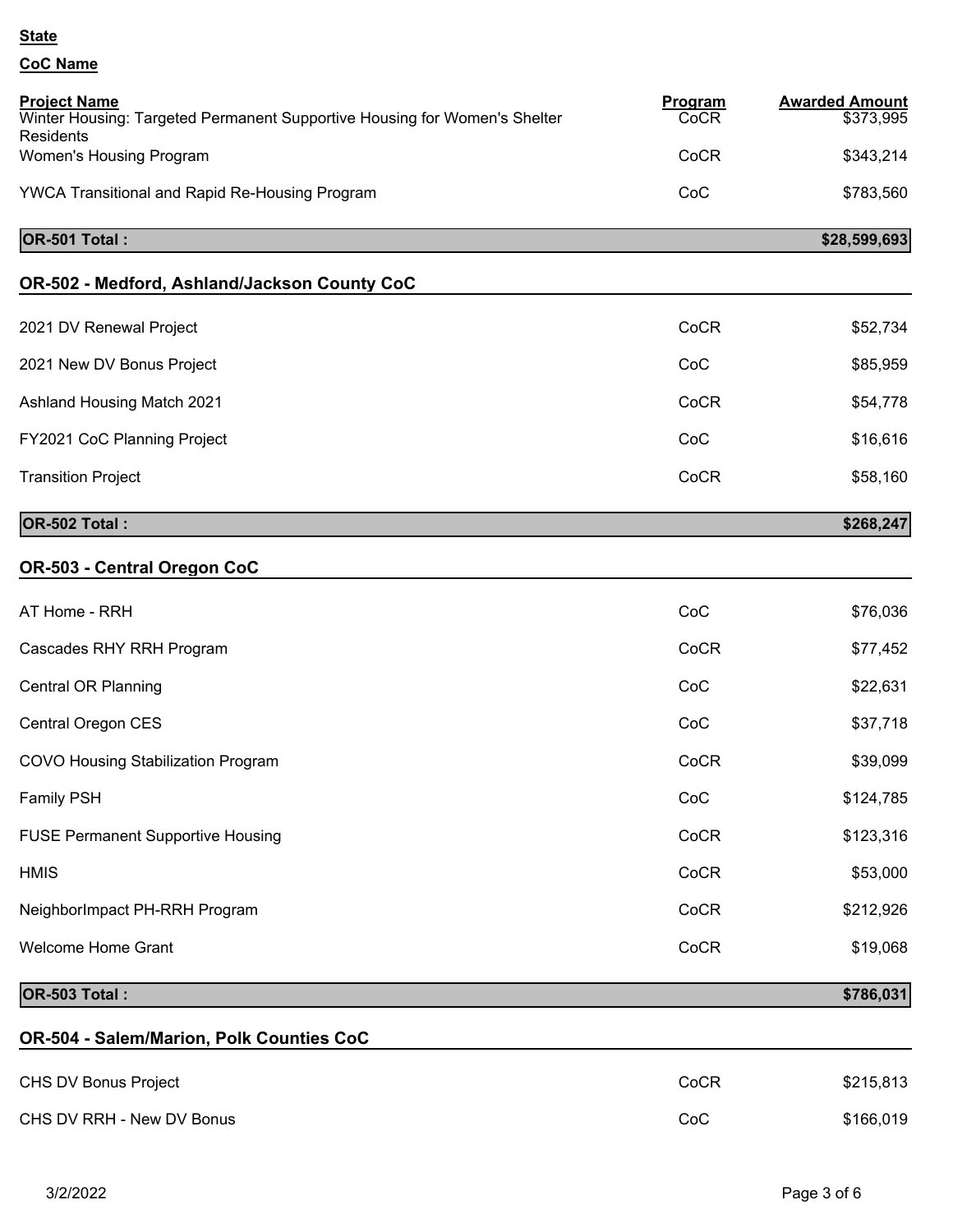**State**

**CoC Name**

| Project Name | Program | Awarded Amount |
|---|---|---|
| Winter Housing: Targeted Permanent Supportive Housing for Women's Shelter Residents | CoCR | $373,995 |
| Women's Housing Program | CoCR | $343,214 |
| YWCA Transitional and Rapid Re-Housing Program | CoC | $783,560 |
| **OR-501 Total :** | | **$28,599,693** |

## OR-502 - Medford, Ashland/Jackson County CoC

| Project Name | Program | Awarded Amount |
|---|---|---|
| 2021 DV Renewal Project | CoCR | $52,734 |
| 2021 New DV Bonus Project | CoC | $85,959 |
| Ashland Housing Match 2021 | CoCR | $54,778 |
| FY2021 CoC Planning Project | CoC | $16,616 |
| Transition Project | CoCR | $58,160 |
| **OR-502 Total :** | | **$268,247** |

## OR-503 - Central Oregon CoC

| Project Name | Program | Awarded Amount |
|---|---|---|
| AT Home - RRH | CoC | $76,036 |
| Cascades RHY RRH Program | CoCR | $77,452 |
| Central OR Planning | CoC | $22,631 |
| Central Oregon CES | CoC | $37,718 |
| COVO Housing Stabilization Program | CoCR | $39,099 |
| Family PSH | CoC | $124,785 |
| FUSE Permanent Supportive Housing | CoCR | $123,316 |
| HMIS | CoCR | $53,000 |
| NeighborImpact PH-RRH Program | CoCR | $212,926 |
| Welcome Home Grant | CoCR | $19,068 |
| **OR-503 Total :** | | **$786,031** |

## OR-504 - Salem/Marion, Polk Counties CoC

| Project Name | Program | Awarded Amount |
|---|---|---|
| CHS DV Bonus Project | CoCR | $215,813 |
| CHS DV RRH - New DV Bonus | CoC | $166,019 |

3/2/2022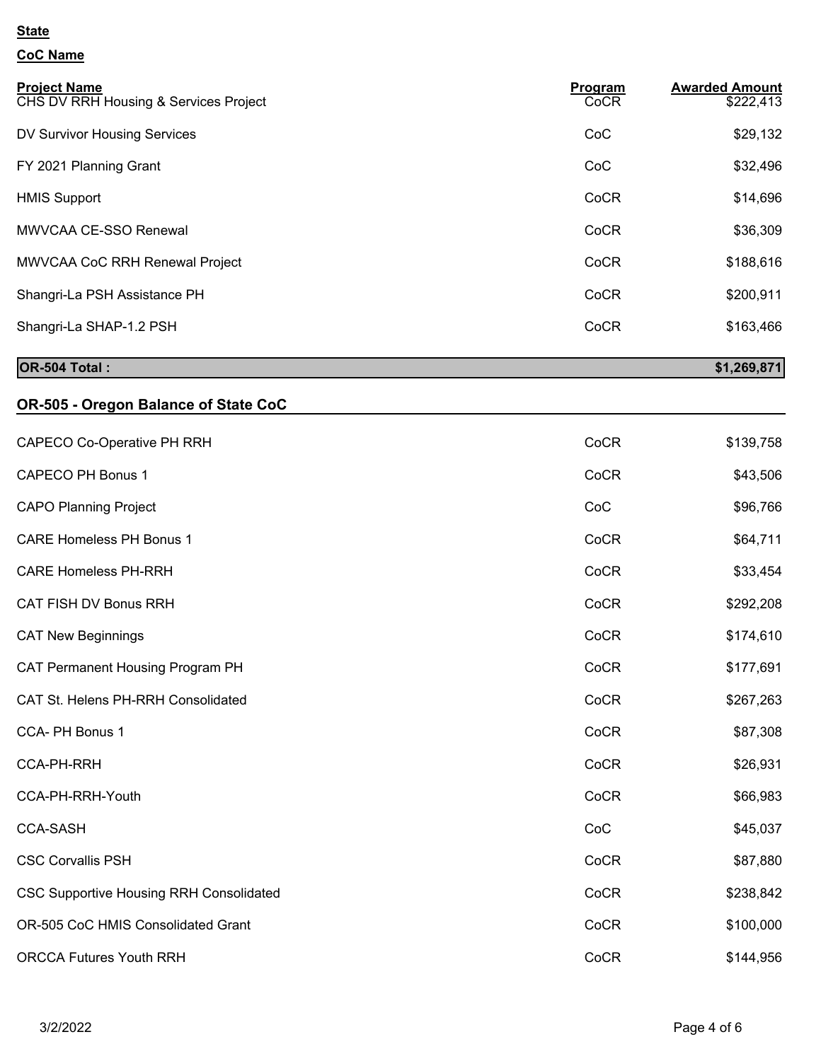**State**

**CoC Name**

| Project Name | Program | Awarded Amount |
| --- | --- | --- |
| CHS DV RRH Housing & Services Project | CoCR | $222,413 |
| DV Survivor Housing Services | CoC | $29,132 |
| FY 2021 Planning Grant | CoC | $32,496 |
| HMIS Support | CoCR | $14,696 |
| MWVCAA CE-SSO Renewal | CoCR | $36,309 |
| MWVCAA CoC RRH Renewal Project | CoCR | $188,616 |
| Shangri-La PSH Assistance PH | CoCR | $200,911 |
| Shangri-La SHAP-1.2 PSH | CoCR | $163,466 |
| **OR-504 Total :** | | **$1,269,871** |

## OR-505 - Oregon Balance of State CoC

| Project Name | Program | Awarded Amount |
| --- | --- | --- |
| CAPECO Co-Operative PH RRH | CoCR | $139,758 |
| CAPECO PH Bonus 1 | CoCR | $43,506 |
| CAPO Planning Project | CoC | $96,766 |
| CARE Homeless PH Bonus 1 | CoCR | $64,711 |
| CARE Homeless PH-RRH | CoCR | $33,454 |
| CAT FISH DV Bonus RRH | CoCR | $292,208 |
| CAT New Beginnings | CoCR | $174,610 |
| CAT Permanent Housing Program PH | CoCR | $177,691 |
| CAT St. Helens PH-RRH Consolidated | CoCR | $267,263 |
| CCA- PH Bonus 1 | CoCR | $87,308 |
| CCA-PH-RRH | CoCR | $26,931 |
| CCA-PH-RRH-Youth | CoCR | $66,983 |
| CCA-SASH | CoC | $45,037 |
| CSC Corvallis PSH | CoCR | $87,880 |
| CSC Supportive Housing RRH Consolidated | CoCR | $238,842 |
| OR-505 CoC HMIS Consolidated Grant | CoCR | $100,000 |
| ORCCA Futures Youth RRH | CoCR | $144,956 |

3/2/2022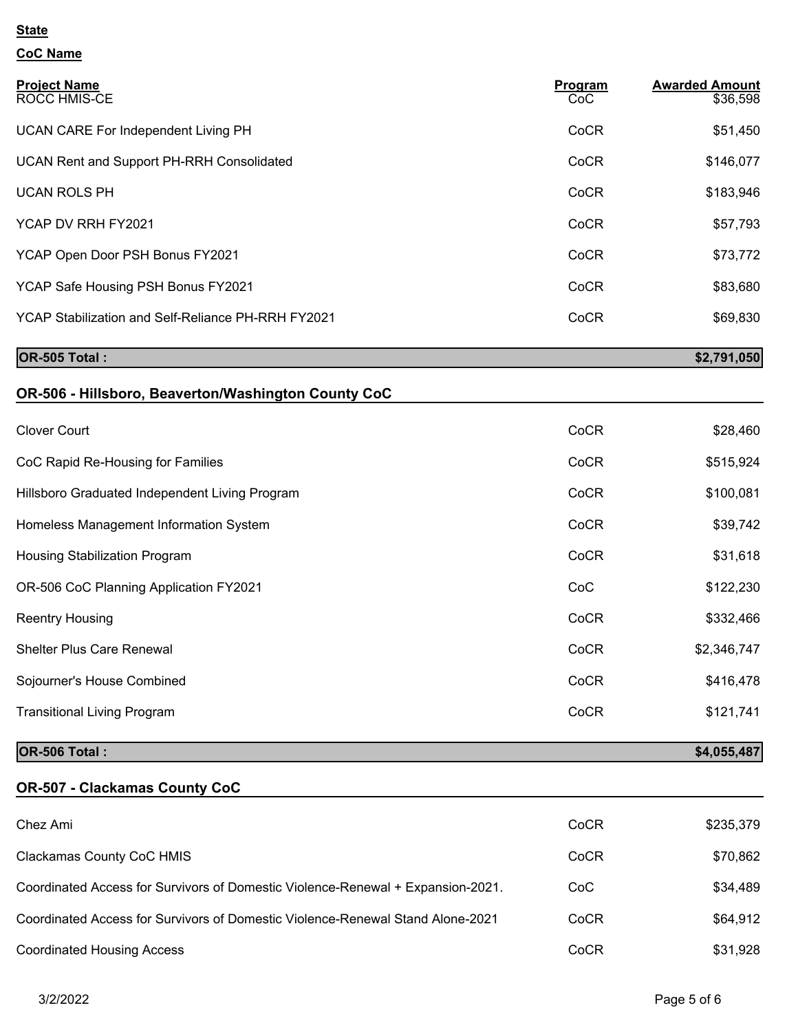**State**

**CoC Name**

| Project Name | Program | Awarded Amount |
|---|---|---|
| ROCC HMIS-CE | CoC | $36,598 |
| UCAN CARE For Independent Living PH | CoCR | $51,450 |
| UCAN Rent and Support PH-RRH Consolidated | CoCR | $146,077 |
| UCAN ROLS PH | CoCR | $183,946 |
| YCAP DV RRH FY2021 | CoCR | $57,793 |
| YCAP Open Door PSH Bonus FY2021 | CoCR | $73,772 |
| YCAP Safe Housing PSH Bonus FY2021 | CoCR | $83,680 |
| YCAP Stabilization and Self-Reliance PH-RRH FY2021 | CoCR | $69,830 |
| **OR-505 Total :** | | **$2,791,050** |

## OR-506 - Hillsboro, Beaverton/Washington County CoC

| Project Name | Program | Awarded Amount |
|---|---|---|
| Clover Court | CoCR | $28,460 |
| CoC Rapid Re-Housing for Families | CoCR | $515,924 |
| Hillsboro Graduated Independent Living Program | CoCR | $100,081 |
| Homeless Management Information System | CoCR | $39,742 |
| Housing Stabilization Program | CoCR | $31,618 |
| OR-506 CoC Planning Application FY2021 | CoC | $122,230 |
| Reentry Housing | CoCR | $332,466 |
| Shelter Plus Care Renewal | CoCR | $2,346,747 |
| Sojourner's House Combined | CoCR | $416,478 |
| Transitional Living Program | CoCR | $121,741 |
| **OR-506 Total :** | | **$4,055,487** |

## OR-507 - Clackamas County CoC

| Project Name | Program | Awarded Amount |
|---|---|---|
| Chez Ami | CoCR | $235,379 |
| Clackamas County CoC HMIS | CoCR | $70,862 |
| Coordinated Access for Survivors of Domestic Violence-Renewal + Expansion-2021. | CoC | $34,489 |
| Coordinated Access for Survivors of Domestic Violence-Renewal Stand Alone-2021 | CoCR | $64,912 |
| Coordinated Housing Access | CoCR | $31,928 |

3/2/2022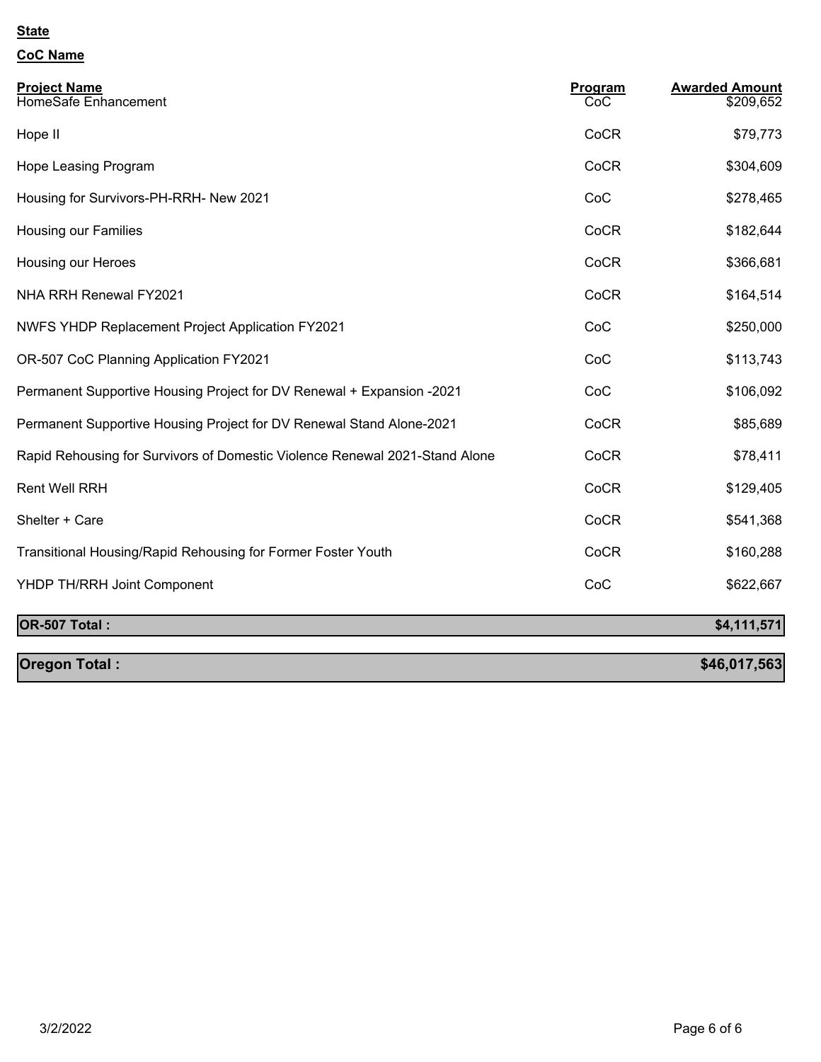**State**

**CoC Name**

| Project Name | Program | Awarded Amount |
|---|---|---|
| HomeSafe Enhancement | CoC | $209,652 |
| Hope II | CoCR | $79,773 |
| Hope Leasing Program | CoCR | $304,609 |
| Housing for Survivors-PH-RRH- New 2021 | CoC | $278,465 |
| Housing our Families | CoCR | $182,644 |
| Housing our Heroes | CoCR | $366,681 |
| NHA RRH Renewal FY2021 | CoCR | $164,514 |
| NWFS YHDP Replacement Project Application FY2021 | CoC | $250,000 |
| OR-507 CoC Planning Application FY2021 | CoC | $113,743 |
| Permanent Supportive Housing Project for DV Renewal + Expansion -2021 | CoC | $106,092 |
| Permanent Supportive Housing Project for DV Renewal Stand Alone-2021 | CoCR | $85,689 |
| Rapid Rehousing for Survivors of Domestic Violence Renewal 2021-Stand Alone | CoCR | $78,411 |
| Rent Well RRH | CoCR | $129,405 |
| Shelter + Care | CoCR | $541,368 |
| Transitional Housing/Rapid Rehousing for Former Foster Youth | CoCR | $160,288 |
| YHDP TH/RRH Joint Component | CoC | $622,667 |
| **OR-507 Total :** | | **$4,111,571** |
| **Oregon Total :** | | **$46,017,563** |

3/2/2022